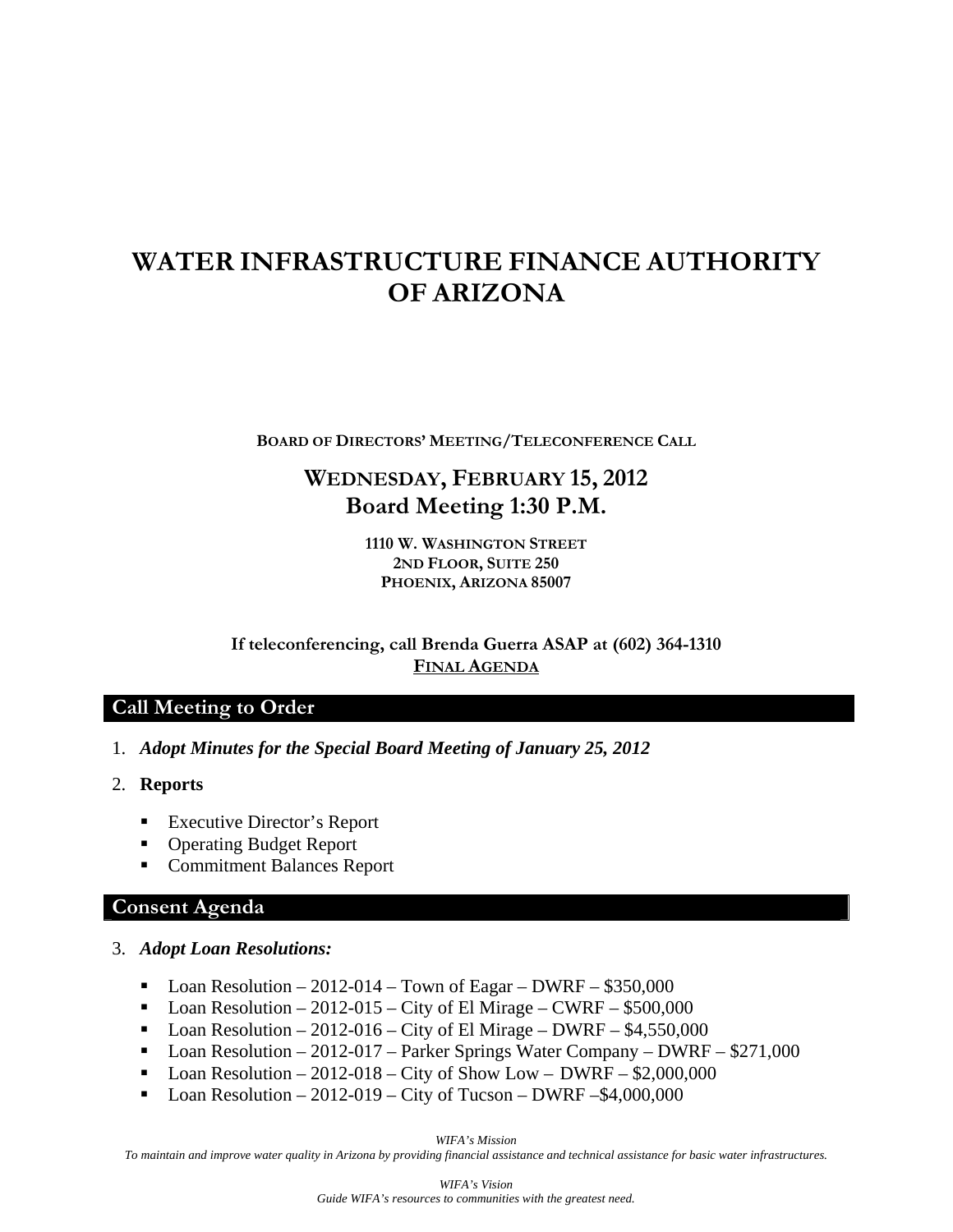# WATER INFRASTRUCTURE FINANCE AUTHORITY OF ARIZONA

**BOARD OF DIRECTORS' MEETING/TELECONFERENCE CALL**

## WEDNESDAY, FEBRUARY 15, 2012
## Board Meeting 1:30 P.M.

**1110 W. WASHINGTON STREET**
**2ND FLOOR, SUITE 250**
**PHOENIX, ARIZONA 85007**

**If teleconferencing, call Brenda Guerra ASAP at (602) 364-1310**

**FINAL AGENDA**

## Call Meeting to Order

1. ***Adopt Minutes for the Special Board Meeting of January 25, 2012***

2. **Reports**

   - Executive Director's Report
   - Operating Budget Report
   - Commitment Balances Report

## Consent Agenda

3. ***Adopt Loan Resolutions:***

   - Loan Resolution – 2012-014 – Town of Eagar – DWRF – $350,000
   - Loan Resolution – 2012-015 – City of El Mirage – CWRF – $500,000
   - Loan Resolution – 2012-016 – City of El Mirage – DWRF – $4,550,000
   - Loan Resolution – 2012-017 – Parker Springs Water Company – DWRF – $271,000
   - Loan Resolution – 2012-018 – City of Show Low – DWRF – $2,000,000
   - Loan Resolution – 2012-019 – City of Tucson – DWRF –$4,000,000

*WIFA's Mission*

*To maintain and improve water quality in Arizona by providing financial assistance and technical assistance for basic water infrastructures.*

*WIFA's Vision*

*Guide WIFA's resources to communities with the greatest need.*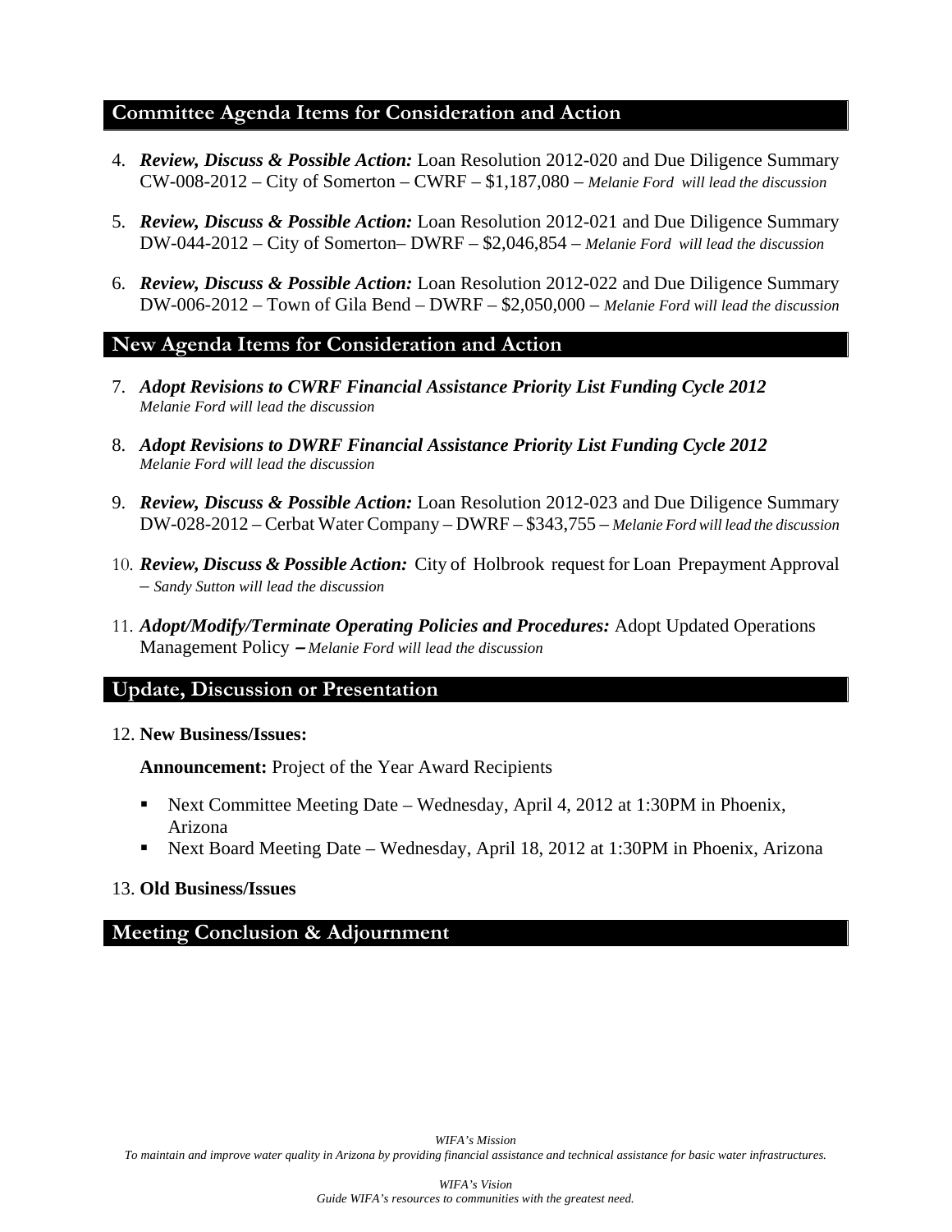## Committee Agenda Items for Consideration and Action

4. ***Review, Discuss & Possible Action:*** Loan Resolution 2012-020 and Due Diligence Summary CW-008-2012 – City of Somerton – CWRF – $1,187,080 – *Melanie Ford will lead the discussion*

5. ***Review, Discuss & Possible Action:*** Loan Resolution 2012-021 and Due Diligence Summary DW-044-2012 – City of Somerton– DWRF – $2,046,854 – *Melanie Ford will lead the discussion*

6. ***Review, Discuss & Possible Action:*** Loan Resolution 2012-022 and Due Diligence Summary DW-006-2012 – Town of Gila Bend – DWRF – $2,050,000 – *Melanie Ford will lead the discussion*

## New Agenda Items for Consideration and Action

7. ***Adopt Revisions to CWRF Financial Assistance Priority List Funding Cycle 2012***
   *Melanie Ford will lead the discussion*

8. ***Adopt Revisions to DWRF Financial Assistance Priority List Funding Cycle 2012***
   *Melanie Ford will lead the discussion*

9. ***Review, Discuss & Possible Action:*** Loan Resolution 2012-023 and Due Diligence Summary DW-028-2012 – Cerbat Water Company – DWRF – $343,755 – *Melanie Ford will lead the discussion*

10. ***Review, Discuss & Possible Action:*** City of Holbrook request for Loan Prepayment Approval – *Sandy Sutton will lead the discussion*

11. ***Adopt/Modify/Terminate Operating Policies and Procedures:*** Adopt Updated Operations Management Policy – *Melanie Ford will lead the discussion*

## Update, Discussion or Presentation

12. **New Business/Issues:**

    **Announcement:** Project of the Year Award Recipients

    - Next Committee Meeting Date – Wednesday, April 4, 2012 at 1:30PM in Phoenix, Arizona
    - Next Board Meeting Date – Wednesday, April 18, 2012 at 1:30PM in Phoenix, Arizona

13. **Old Business/Issues**

## Meeting Conclusion & Adjournment

*WIFA's Mission*
*To maintain and improve water quality in Arizona by providing financial assistance and technical assistance for basic water infrastructures.*

*WIFA's Vision*
*Guide WIFA's resources to communities with the greatest need.*